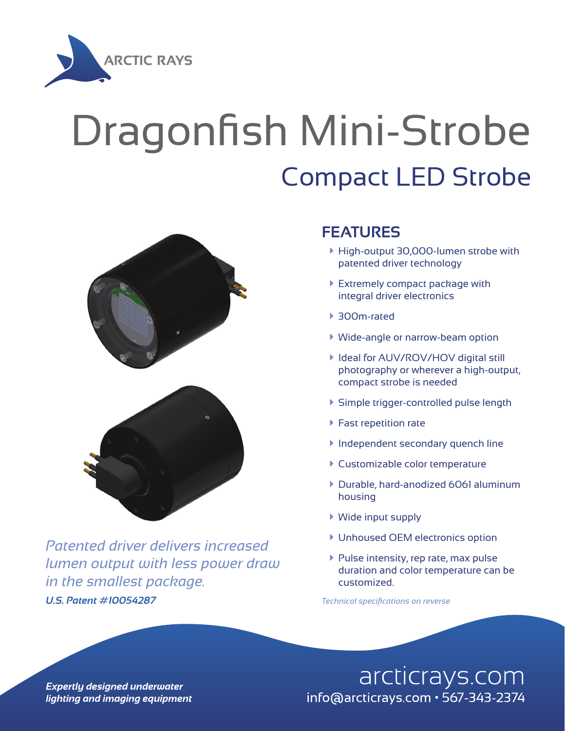ARCTIC RAYS

# Dragonfish Mini-Strobe

## Compact LED Strobe

### FEATURES

- High-output 30,000-lumen strobe with patented driver technology
- Extremely compact package with integral driver electronics
- 300m-rated
- Wide-angle or narrow-beam option
- Ideal for AUV/ROV/HOV digital still photography or wherever a high-output, compact strobe is needed
- Simple trigger-controlled pulse length
- Fast repetition rate
- Independent secondary quench line
- Customizable color temperature
- Durable, hard-anodized 6061 aluminum housing
- Wide input supply
- Unhoused OEM electronics option
- Pulse intensity, rep rate, max pulse duration and color temperature can be customized.

*Technical specifications on reverse*

*Patented driver delivers increased lumen output with less power draw in the smallest package.*

***U.S. Patent #10054287***

***Expertly designed underwater lighting and imaging equipment***

arcticrays.com
info@arcticrays.com • 567-343-2374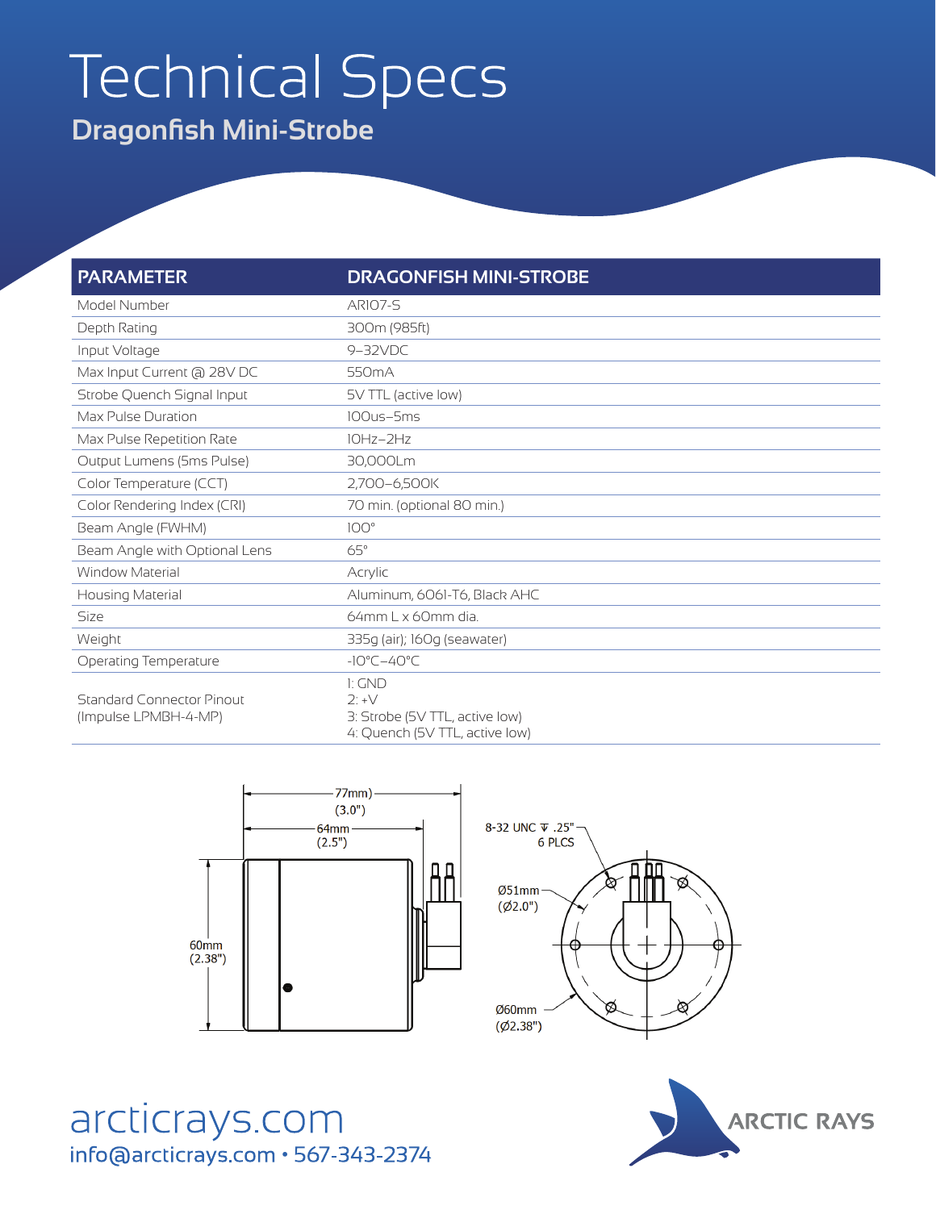# Technical Specs

## Dragonfish Mini-Strobe

| PARAMETER | DRAGONFISH MINI-STROBE |
|---|---|
| Model Number | AR107-S |
| Depth Rating | 300m (985ft) |
| Input Voltage | 9–32VDC |
| Max Input Current @ 28V DC | 550mA |
| Strobe Quench Signal Input | 5V TTL (active low) |
| Max Pulse Duration | 100us–5ms |
| Max Pulse Repetition Rate | 10Hz–2Hz |
| Output Lumens (5ms Pulse) | 30,000Lm |
| Color Temperature (CCT) | 2,700–6,500K |
| Color Rendering Index (CRI) | 70 min. (optional 80 min.) |
| Beam Angle (FWHM) | 100° |
| Beam Angle with Optional Lens | 65° |
| Window Material | Acrylic |
| Housing Material | Aluminum, 6061-T6, Black AHC |
| Size | 64mm L x 60mm dia. |
| Weight | 335g (air); 160g (seawater) |
| Operating Temperature | -10°C–40°C |
| Standard Connector Pinout (Impulse LPMBH-4-MP) | 1: GND<br>2: +V<br>3: Strobe (5V TTL, active low)<br>4: Quench (5V TTL, active low) |

77mm) (3.0")
64mm (2.5")
60mm (2.38")
8-32 UNC ∇ .25" 6 PLCS
Ø51mm (Ø2.0")
Ø60mm (Ø2.38")

arcticrays.com
info@arcticrays.com • 567-343-2374

ARCTIC RAYS